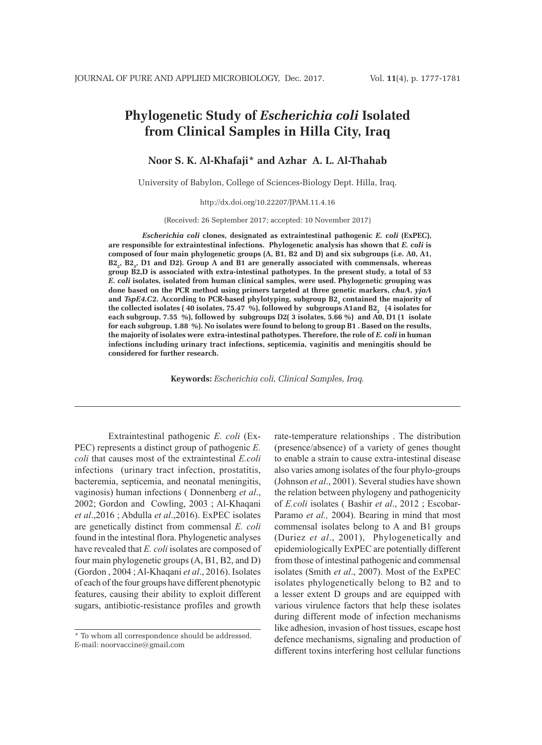# Phylogenetic Study of *Escherichia coli* Isolated from Clinical Samples in Hilla City, Iraq

**Noor S. K. Al-Khafaji* and Azhar A. L. Al-Thahab**

University of Babylon, College of Sciences-Biology Dept. Hilla, Iraq.

http://dx.doi.org/10.22207/JPAM.11.4.16

(Received: 26 September 2017; accepted: 10 November 2017)

***Escherichia coli*** **clones, designated as extraintestinal pathogenic *E. coli* (ExPEC), are responsible for extraintestinal infections. Phylogenetic analysis has shown that *E. coli* is composed of four main phylogenetic groups (A, B1, B2 and D) and six subgroups (i.e. A0, A1, $B2_2$, $B2_3$, D1 and D2). Group A and B1 are generally associated with commensals, whereas group B2,D is associated with extra-intestinal pathotypes. In the present study, a total of 53 *E. coli* isolates, isolated from human clinical samples, were used. Phylogenetic grouping was done based on the PCR method using primers targeted at three genetic markers, *chuA*, *yjaA* and *TspE4.C2*. According to PCR-based phylotyping, subgroup $B2_3$ contained the majority of the collected isolates ( 40 isolates, 75.47 %), followed by subgroups A1and $B2_2$ (4 isolates for each subgroup, 7.55 %), followed by subgroups D2( 3 isolates, 5.66 %) and A0, D1 (1 isolate for each subgroup, 1.88 %). No isolates were found to belong to group B1 . Based on the results, the majority of isolates were extra-intestinal pathotypes. Therefore, the role of *E. coli* in human infections including urinary tract infections, septicemia, vaginitis and meningitis should be considered for further research.**

**Keywords:** *Escherichia coli, Clinical Samples, Iraq.*

---

Extraintestinal pathogenic *E. coli* (ExPEC) represents a distinct group of pathogenic *E. coli* that causes most of the extraintestinal *E.coli* infections (urinary tract infection, prostatitis, bacteremia, septicemia, and neonatal meningitis, vaginosis) human infections ( Donnenberg *et al*., 2002; Gordon and Cowling, 2003 ; Al-Khaqani *et al*.,2016 ; Abdulla *et al*.,2016). ExPEC isolates are genetically distinct from commensal *E. coli* found in the intestinal flora. Phylogenetic analyses have revealed that *E. coli* isolates are composed of four main phylogenetic groups (A, B1, B2, and D) (Gordon , 2004 ; Al-Khaqani *et al*., 2016). Isolates of each of the four groups have different phenotypic features, causing their ability to exploit different sugars, antibiotic-resistance profiles and growth rate-temperature relationships . The distribution (presence/absence) of a variety of genes thought to enable a strain to cause extra-intestinal disease also varies among isolates of the four phylo-groups (Johnson *et al*., 2001). Several studies have shown the relation between phylogeny and pathogenicity of *E.coli* isolates ( Bashir *et al*., 2012 ; Escobar-Paramo *et al.,* 2004). Bearing in mind that most commensal isolates belong to A and B1 groups (Duriez *et al*., 2001), Phylogenetically and epidemiologically ExPEC are potentially different from those of intestinal pathogenic and commensal isolates (Smith *et al*., 2007). Most of the ExPEC isolates phylogenetically belong to B2 and to a lesser extent D groups and are equipped with various virulence factors that help these isolates during different mode of infection mechanisms like adhesion, invasion of host tissues, escape host defence mechanisms, signaling and production of different toxins interfering host cellular functions

---

\* To whom all correspondence should be addressed.
E-mail: noorvaccine@gmail.com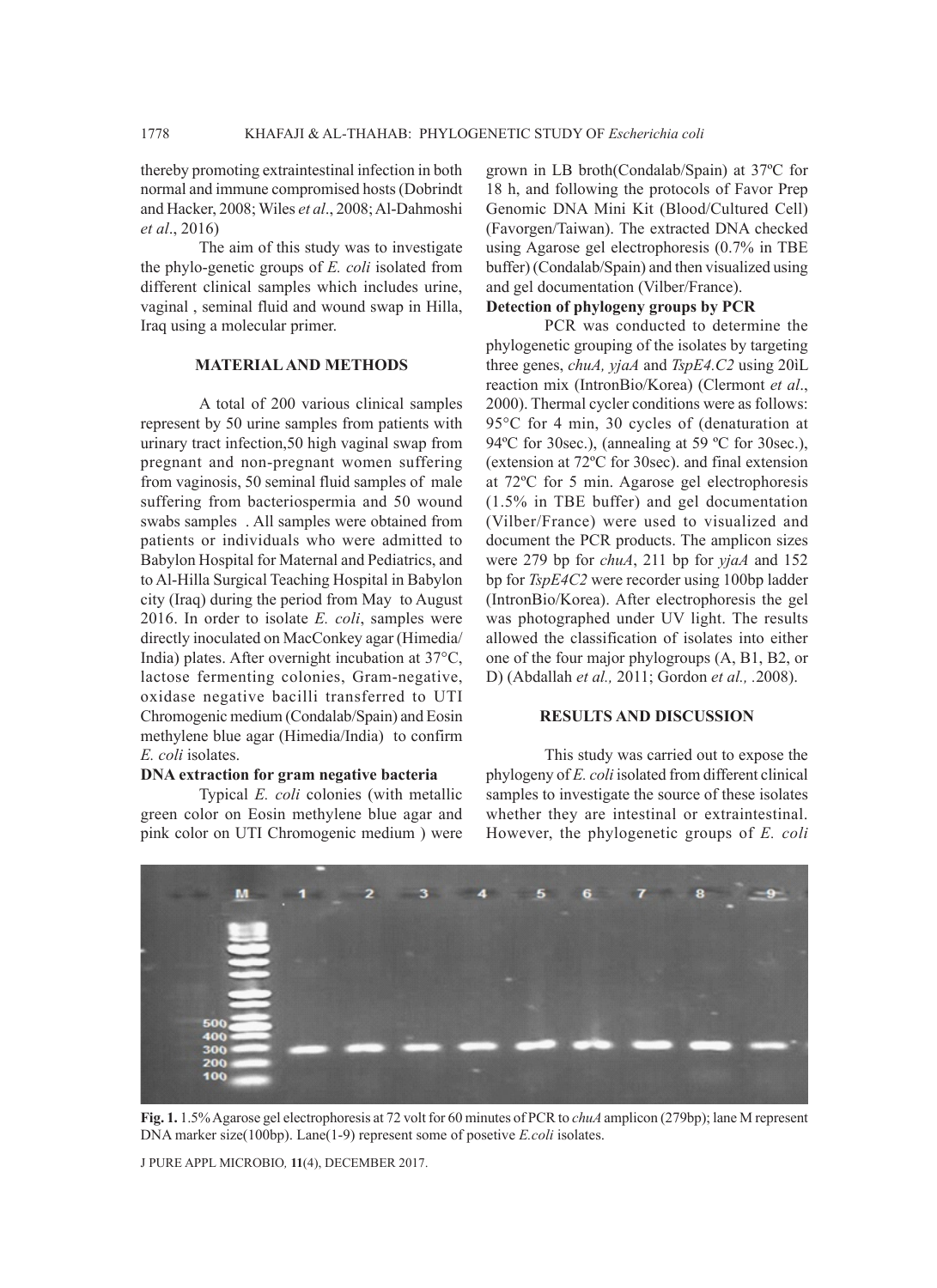thereby promoting extraintestinal infection in both normal and immune compromised hosts (Dobrindt and Hacker, 2008; Wiles *et al*., 2008; Al-Dahmoshi *et al*., 2016)

The aim of this study was to investigate the phylo-genetic groups of *E. coli* isolated from different clinical samples which includes urine, vaginal , seminal fluid and wound swap in Hilla, Iraq using a molecular primer.

## MATERIAL AND METHODS

A total of 200 various clinical samples represent by 50 urine samples from patients with urinary tract infection,50 high vaginal swap from pregnant and non-pregnant women suffering from vaginosis, 50 seminal fluid samples of male suffering from bacteriospermia and 50 wound swabs samples . All samples were obtained from patients or individuals who were admitted to Babylon Hospital for Maternal and Pediatrics, and to Al-Hilla Surgical Teaching Hospital in Babylon city (Iraq) during the period from May to August 2016. In order to isolate *E. coli*, samples were directly inoculated on MacConkey agar (Himedia/India) plates. After overnight incubation at 37°C, lactose fermenting colonies, Gram-negative, oxidase negative bacilli transferred to UTI Chromogenic medium (Condalab/Spain) and Eosin methylene blue agar (Himedia/India) to confirm *E. coli* isolates.

### DNA extraction for gram negative bacteria

Typical *E. coli* colonies (with metallic green color on Eosin methylene blue agar and pink color on UTI Chromogenic medium ) were grown in LB broth(Condalab/Spain) at 37ºC for 18 h, and following the protocols of Favor Prep Genomic DNA Mini Kit (Blood/Cultured Cell) (Favorgen/Taiwan). The extracted DNA checked using Agarose gel electrophoresis (0.7% in TBE buffer) (Condalab/Spain) and then visualized using and gel documentation (Vilber/France).

### Detection of phylogeny groups by PCR

PCR was conducted to determine the phylogenetic grouping of the isolates by targeting three genes, *chuA, yjaA* and *TspE4.C2* using 20iL reaction mix (IntronBio/Korea) (Clermont *et al*., 2000). Thermal cycler conditions were as follows: 95°C for 4 min, 30 cycles of (denaturation at 94ºC for 30sec.), (annealing at 59 ºC for 30sec.), (extension at 72ºC for 30sec). and final extension at 72ºC for 5 min. Agarose gel electrophoresis (1.5% in TBE buffer) and gel documentation (Vilber/France) were used to visualized and document the PCR products. The amplicon sizes were 279 bp for *chuA*, 211 bp for *yjaA* and 152 bp for *TspE4C2* were recorder using 100bp ladder (IntronBio/Korea). After electrophoresis the gel was photographed under UV light. The results allowed the classification of isolates into either one of the four major phylogroups (A, B1, B2, or D) (Abdallah *et al.,* 2011; Gordon *et al.,* .2008).

## RESULTS AND DISCUSSION

This study was carried out to expose the phylogeny of *E. coli* isolated from different clinical samples to investigate the source of these isolates whether they are intestinal or extraintestinal. However, the phylogenetic groups of *E. coli*

**Fig. 1.** 1.5% Agarose gel electrophoresis at 72 volt for 60 minutes of PCR to *chuA* amplicon (279bp); lane M represent DNA marker size(100bp). Lane(1-9) represent some of posetive *E.coli* isolates.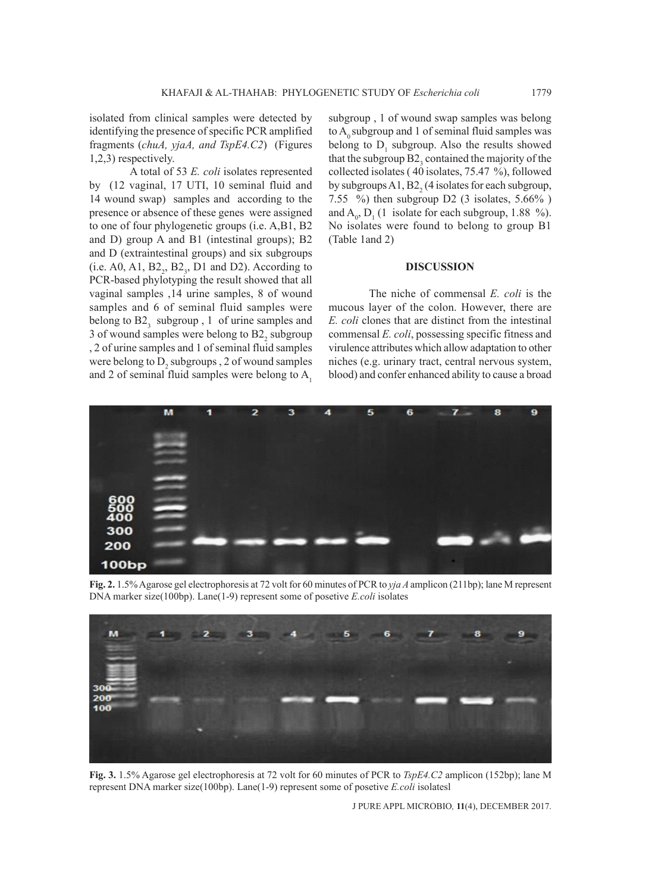isolated from clinical samples were detected by identifying the presence of specific PCR amplified fragments (*chuA, yjaA, and TspE4.C2*) (Figures 1,2,3) respectively.

A total of 53 *E. coli* isolates represented by (12 vaginal, 17 UTI, 10 seminal fluid and 14 wound swap) samples and according to the presence or absence of these genes were assigned to one of four phylogenetic groups (i.e. A,B1, B2 and D) group A and B1 (intestinal groups); B2 and D (extraintestinal groups) and six subgroups (i.e. A0, A1, $B2_2$, $B2_3$, D1 and D2). According to PCR-based phylotyping the result showed that all vaginal samples ,14 urine samples, 8 of wound samples and 6 of seminal fluid samples were belong to $B2_3$ subgroup , 1 of urine samples and 3 of wound samples were belong to $B2_2$ subgroup , 2 of urine samples and 1 of seminal fluid samples were belong to $D_2$ subgroups , 2 of wound samples and 2 of seminal fluid samples were belong to $A_1$ subgroup , 1 of wound swap samples was belong to $A_0$ subgroup and 1 of seminal fluid samples was belong to $D_1$ subgroup. Also the results showed that the subgroup $B2_3$ contained the majority of the collected isolates ( 40 isolates, 75.47 %), followed by subgroups A1, $B2_2$ (4 isolates for each subgroup, 7.55 %) then subgroup D2 (3 isolates, 5.66% ) and $A_0$, $D_1$ (1 isolate for each subgroup, 1.88 %). No isolates were found to belong to group B1 (Table 1and 2)

## DISCUSSION

The niche of commensal *E. coli* is the mucous layer of the colon. However, there are *E. coli* clones that are distinct from the intestinal commensal *E. coli*, possessing specific fitness and virulence attributes which allow adaptation to other niches (e.g. urinary tract, central nervous system, blood) and confer enhanced ability to cause a broad

**Fig. 2.** 1.5% Agarose gel electrophoresis at 72 volt for 60 minutes of PCR to *yja A* amplicon (211bp); lane M represent DNA marker size(100bp). Lane(1-9) represent some of posetive *E.coli* isolates

**Fig. 3.** 1.5% Agarose gel electrophoresis at 72 volt for 60 minutes of PCR to *TspE4.C2* amplicon (152bp); lane M represent DNA marker size(100bp). Lane(1-9) represent some of posetive *E.coli* isolatesl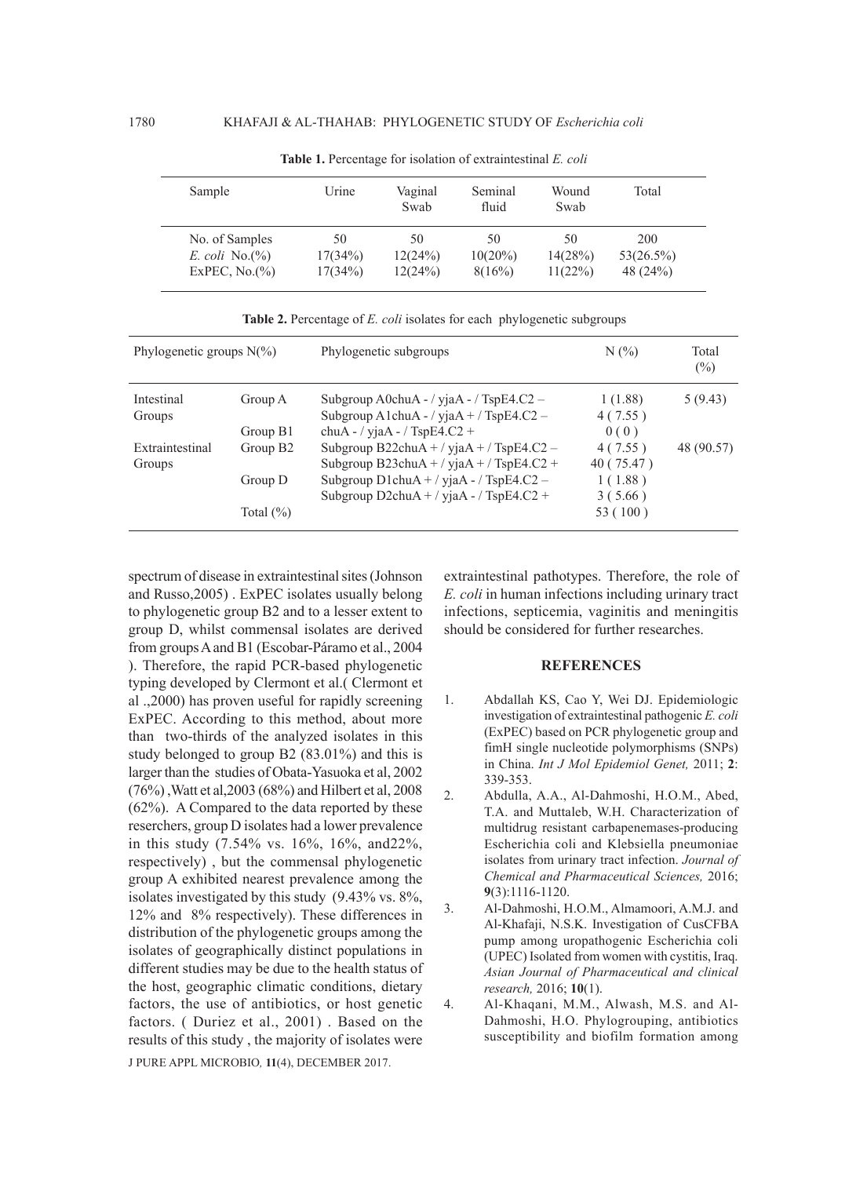**Table 1.** Percentage for isolation of extraintestinal *E. coli*

| Sample | Urine | Vaginal Swab | Seminal fluid | Wound Swab | Total |
|---|---|---|---|---|---|
| No. of Samples | 50 | 50 | 50 | 50 | 200 |
| *E. coli* No.(%) | 17(34%) | 12(24%) | 10(20%) | 14(28%) | 53(26.5%) |
| ExPEC, No.(%) | 17(34%) | 12(24%) | 8(16%) | 11(22%) | 48 (24%) |

**Table 2.** Percentage of *E. coli* isolates for each phylogenetic subgroups

| Phylogenetic groups N(%) | | Phylogenetic subgroups | N (%) | Total (%) |
|---|---|---|---|---|
| Intestinal Groups | Group A | Subgroup A0chuA - / yjaA - / TspE4.C2 – | 1 (1.88) | 5 (9.43) |
| | | Subgroup A1chuA - / yjaA + / TspE4.C2 – | 4 ( 7.55 ) | |
| | Group B1 | chuA - / yjaA - / TspE4.C2 + | 0 ( 0 ) | |
| Extraintestinal Groups | Group B2 | Subgroup B22chuA + / yjaA + / TspE4.C2 – | 4 ( 7.55 ) | 48 (90.57) |
| | | Subgroup B23chuA + / yjaA + / TspE4.C2 + | 40 ( 75.47 ) | |
| | Group D | Subgroup D1chuA + / yjaA - / TspE4.C2 – | 1 ( 1.88 ) | |
| | | Subgroup D2chuA + / yjaA - / TspE4.C2 + | 3 ( 5.66 ) | |
| | Total (%) | | 53 ( 100 ) | |

spectrum of disease in extraintestinal sites (Johnson and Russo,2005) . ExPEC isolates usually belong to phylogenetic group B2 and to a lesser extent to group D, whilst commensal isolates are derived from groups A and B1 (Escobar-Páramo et al., 2004 ). Therefore, the rapid PCR-based phylogenetic typing developed by Clermont et al.( Clermont et al .,2000) has proven useful for rapidly screening ExPEC. According to this method, about more than two-thirds of the analyzed isolates in this study belonged to group B2 (83.01%) and this is larger than the studies of Obata-Yasuoka et al, 2002 (76%) ,Watt et al,2003 (68%) and Hilbert et al, 2008 (62%). A Compared to the data reported by these reserchers, group D isolates had a lower prevalence in this study (7.54% vs. 16%, 16%, and22%, respectively) , but the commensal phylogenetic group A exhibited nearest prevalence among the isolates investigated by this study (9.43% vs. 8%, 12% and 8% respectively). These differences in distribution of the phylogenetic groups among the isolates of geographically distinct populations in different studies may be due to the health status of the host, geographic climatic conditions, dietary factors, the use of antibiotics, or host genetic factors. ( Duriez et al., 2001) . Based on the results of this study , the majority of isolates were extraintestinal pathotypes. Therefore, the role of *E. coli* in human infections including urinary tract infections, septicemia, vaginitis and meningitis should be considered for further researches.

## REFERENCES

1. Abdallah KS, Cao Y, Wei DJ. Epidemiologic investigation of extraintestinal pathogenic *E. coli* (ExPEC) based on PCR phylogenetic group and fimH single nucleotide polymorphisms (SNPs) in China. *Int J Mol Epidemiol Genet,* 2011; **2**: 339-353.
2. Abdulla, A.A., Al-Dahmoshi, H.O.M., Abed, T.A. and Muttaleb, W.H. Characterization of multidrug resistant carbapenemases-producing Escherichia coli and Klebsiella pneumoniae isolates from urinary tract infection. *Journal of Chemical and Pharmaceutical Sciences,* 2016; **9**(3):1116-1120.
3. Al-Dahmoshi, H.O.M., Almamoori, A.M.J. and Al-Khafaji, N.S.K. Investigation of CusCFBA pump among uropathogenic Escherichia coli (UPEC) Isolated from women with cystitis, Iraq. *Asian Journal of Pharmaceutical and clinical research,* 2016; **10**(1).
4. Al-Khaqani, M.M., Alwash, M.S. and Al-Dahmoshi, H.O. Phylogrouping, antibiotics susceptibility and biofilm formation among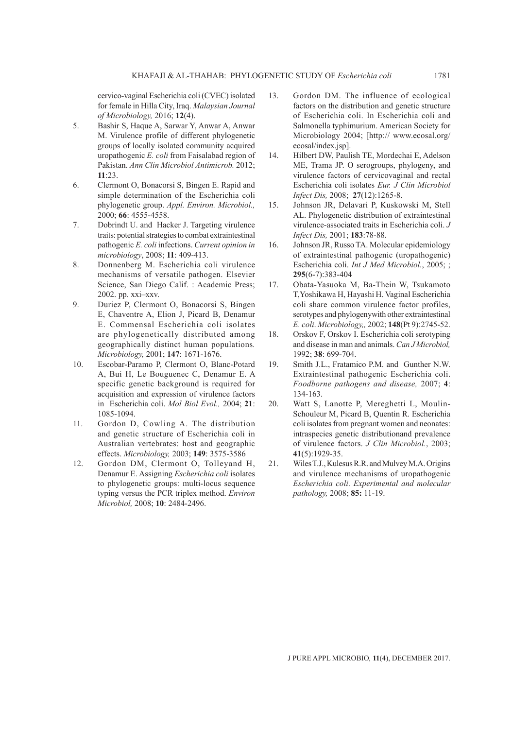cervico-vaginal Escherichia coli (CVEC) isolated for female in Hilla City, Iraq. *Malaysian Journal of Microbiology,* 2016; **12**(4).

5. Bashir S, Haque A, Sarwar Y, Anwar A, Anwar M. Virulence profile of different phylogenetic groups of locally isolated community acquired uropathogenic *E. coli* from Faisalabad region of Pakistan. *Ann Clin Microbiol Antimicrob.* 2012; **11**:23.
6. Clermont O, Bonacorsi S, Bingen E. Rapid and simple determination of the Escherichia coli phylogenetic group. *Appl. Environ. Microbiol.,* 2000; **66**: 4555-4558.
7. Dobrindt U. and Hacker J. Targeting virulence traits: potential strategies to combat extraintestinal pathogenic *E. coli* infections. *Current opinion in microbiology*, 2008; **11**: 409-413.
8. Donnenberg M. Escherichia coli virulence mechanisms of versatile pathogen. Elsevier Science, San Diego Calif. : Academic Press; 2002. pp. xxi–xxv.
9. Duriez P, Clermont O, Bonacorsi S, Bingen E, Chaventre A, Elion J, Picard B, Denamur E. Commensal Escherichia coli isolates are phylogenetically distributed among geographically distinct human populations*. Microbiology,* 2001; **147**: 1671-1676.
10. Escobar-Paramo P, Clermont O, Blanc-Potard A, Bui H, Le Bouguenec C, Denamur E. A specific genetic background is required for acquisition and expression of virulence factors in Escherichia coli. *Mol Biol Evol.,* 2004; **21**: 1085-1094.
11. Gordon D, Cowling A. The distribution and genetic structure of Escherichia coli in Australian vertebrates: host and geographic effects. *Microbiology,* 2003; **149**: 3575-3586
12. Gordon DM, Clermont O, Tolleyand H, Denamur E. Assigning *Escherichia coli* isolates to phylogenetic groups: multi-locus sequence typing versus the PCR triplex method. *Environ Microbiol,* 2008; **10**: 2484-2496.
13. Gordon DM. The influence of ecological factors on the distribution and genetic structure of Escherichia coli. In Escherichia coli and Salmonella typhimurium. American Society for Microbiology 2004; [http:// www.ecosal.org/ecosal/index.jsp].
14. Hilbert DW, Paulish TE, Mordechai E, Adelson ME, Trama JP. O serogroups, phylogeny, and virulence factors of cervicovaginal and rectal Escherichia coli isolates *Eur. J Clin Microbiol Infect Dis,* 2008; **27**(12):1265-8.
15. Johnson JR, Delavari P, Kuskowski M, Stell AL. Phylogenetic distribution of extraintestinal virulence-associated traits in Escherichia coli. *J Infect Dis,* 2001; **183**:78-88.
16. Johnson JR, Russo TA. Molecular epidemiology of extraintestinal pathogenic (uropathogenic) Escherichia coli. *Int J Med Microbiol.*, 2005; ; **295**(6-7):383-404
17. Obata-Yasuoka M, Ba-Thein W, Tsukamoto T,Yoshikawa H, Hayashi H. Vaginal Escherichia coli share common virulence factor profiles, serotypes and phylogenywith other extraintestinal *E. coli*. *Microbiology,,* 2002; **148**(Pt 9):2745-52.
18. Orskov F, Orskov I. Escherichia coli serotyping and disease in man and animals. *Can J Microbiol,* 1992; **38**: 699-704.
19. Smith J.L., Fratamico P.M. and Gunther N.W. Extraintestinal pathogenic Escherichia coli. *Foodborne pathogens and disease,* 2007; **4**: 134-163.
20. Watt S, Lanotte P, Mereghetti L, Moulin-Schouleur M, Picard B, Quentin R. Escherichia coli isolates from pregnant women and neonates: intraspecies genetic distributionand prevalence of virulence factors. *J Clin Microbiol.*, 2003; **41**(5):1929-35.
21. Wiles T.J., Kulesus R.R. and Mulvey M.A. Origins and virulence mechanisms of uropathogenic *Escherichia coli*. *Experimental and molecular pathology,* 2008; **85:** 11-19.